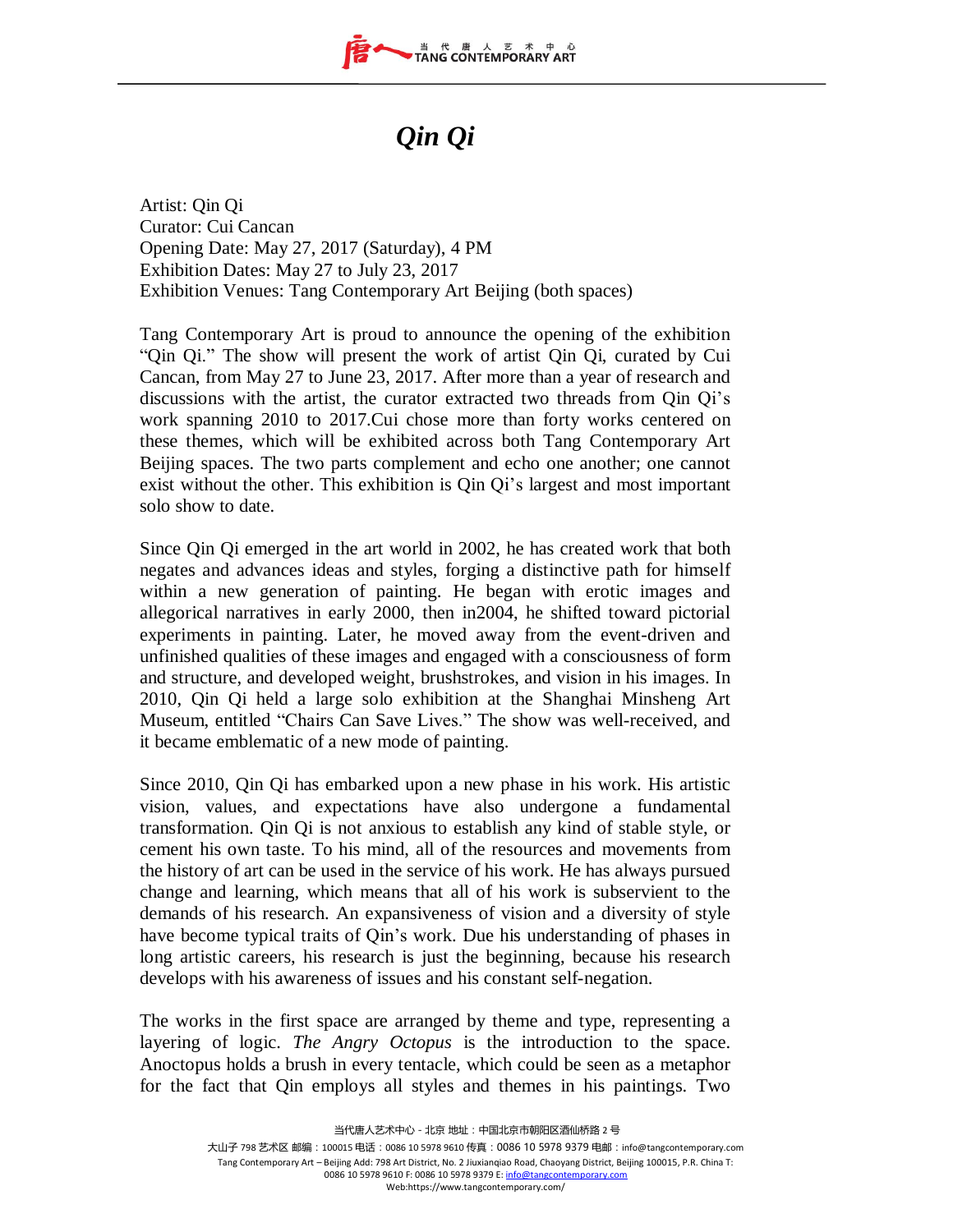# *Qin Qi*

Artist: Qin Qi
Curator: Cui Cancan
Opening Date: May 27, 2017 (Saturday), 4 PM
Exhibition Dates: May 27 to July 23, 2017
Exhibition Venues: Tang Contemporary Art Beijing (both spaces)

Tang Contemporary Art is proud to announce the opening of the exhibition "Qin Qi." The show will present the work of artist Qin Qi, curated by Cui Cancan, from May 27 to June 23, 2017. After more than a year of research and discussions with the artist, the curator extracted two threads from Qin Qi's work spanning 2010 to 2017.Cui chose more than forty works centered on these themes, which will be exhibited across both Tang Contemporary Art Beijing spaces. The two parts complement and echo one another; one cannot exist without the other. This exhibition is Qin Qi's largest and most important solo show to date.

Since Qin Qi emerged in the art world in 2002, he has created work that both negates and advances ideas and styles, forging a distinctive path for himself within a new generation of painting. He began with erotic images and allegorical narratives in early 2000, then in2004, he shifted toward pictorial experiments in painting. Later, he moved away from the event-driven and unfinished qualities of these images and engaged with a consciousness of form and structure, and developed weight, brushstrokes, and vision in his images. In 2010, Qin Qi held a large solo exhibition at the Shanghai Minsheng Art Museum, entitled "Chairs Can Save Lives." The show was well-received, and it became emblematic of a new mode of painting.

Since 2010, Qin Qi has embarked upon a new phase in his work. His artistic vision, values, and expectations have also undergone a fundamental transformation. Qin Qi is not anxious to establish any kind of stable style, or cement his own taste. To his mind, all of the resources and movements from the history of art can be used in the service of his work. He has always pursued change and learning, which means that all of his work is subservient to the demands of his research. An expansiveness of vision and a diversity of style have become typical traits of Qin's work. Due his understanding of phases in long artistic careers, his research is just the beginning, because his research develops with his awareness of issues and his constant self-negation.

The works in the first space are arranged by theme and type, representing a layering of logic. *The Angry Octopus* is the introduction to the space. Anoctopus holds a brush in every tentacle, which could be seen as a metaphor for the fact that Qin employs all styles and themes in his paintings. Two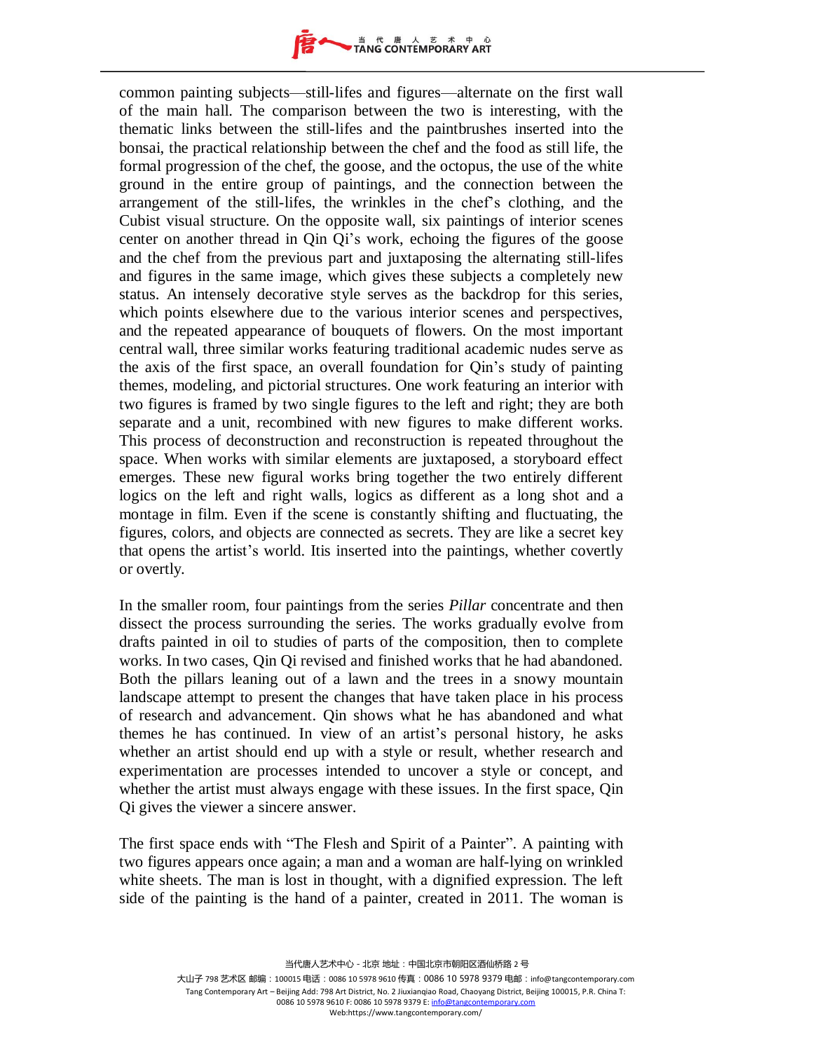common painting subjects—still-lifes and figures—alternate on the first wall of the main hall. The comparison between the two is interesting, with the thematic links between the still-lifes and the paintbrushes inserted into the bonsai, the practical relationship between the chef and the food as still life, the formal progression of the chef, the goose, and the octopus, the use of the white ground in the entire group of paintings, and the connection between the arrangement of the still-lifes, the wrinkles in the chef's clothing, and the Cubist visual structure. On the opposite wall, six paintings of interior scenes center on another thread in Qin Qi's work, echoing the figures of the goose and the chef from the previous part and juxtaposing the alternating still-lifes and figures in the same image, which gives these subjects a completely new status. An intensely decorative style serves as the backdrop for this series, which points elsewhere due to the various interior scenes and perspectives, and the repeated appearance of bouquets of flowers. On the most important central wall, three similar works featuring traditional academic nudes serve as the axis of the first space, an overall foundation for Qin's study of painting themes, modeling, and pictorial structures. One work featuring an interior with two figures is framed by two single figures to the left and right; they are both separate and a unit, recombined with new figures to make different works. This process of deconstruction and reconstruction is repeated throughout the space. When works with similar elements are juxtaposed, a storyboard effect emerges. These new figural works bring together the two entirely different logics on the left and right walls, logics as different as a long shot and a montage in film. Even if the scene is constantly shifting and fluctuating, the figures, colors, and objects are connected as secrets. They are like a secret key that opens the artist's world. Itis inserted into the paintings, whether covertly or overtly.

In the smaller room, four paintings from the series *Pillar* concentrate and then dissect the process surrounding the series. The works gradually evolve from drafts painted in oil to studies of parts of the composition, then to complete works. In two cases, Qin Qi revised and finished works that he had abandoned. Both the pillars leaning out of a lawn and the trees in a snowy mountain landscape attempt to present the changes that have taken place in his process of research and advancement. Qin shows what he has abandoned and what themes he has continued. In view of an artist's personal history, he asks whether an artist should end up with a style or result, whether research and experimentation are processes intended to uncover a style or concept, and whether the artist must always engage with these issues. In the first space, Qin Qi gives the viewer a sincere answer.

The first space ends with "The Flesh and Spirit of a Painter". A painting with two figures appears once again; a man and a woman are half-lying on wrinkled white sheets. The man is lost in thought, with a dignified expression. The left side of the painting is the hand of a painter, created in 2011. The woman is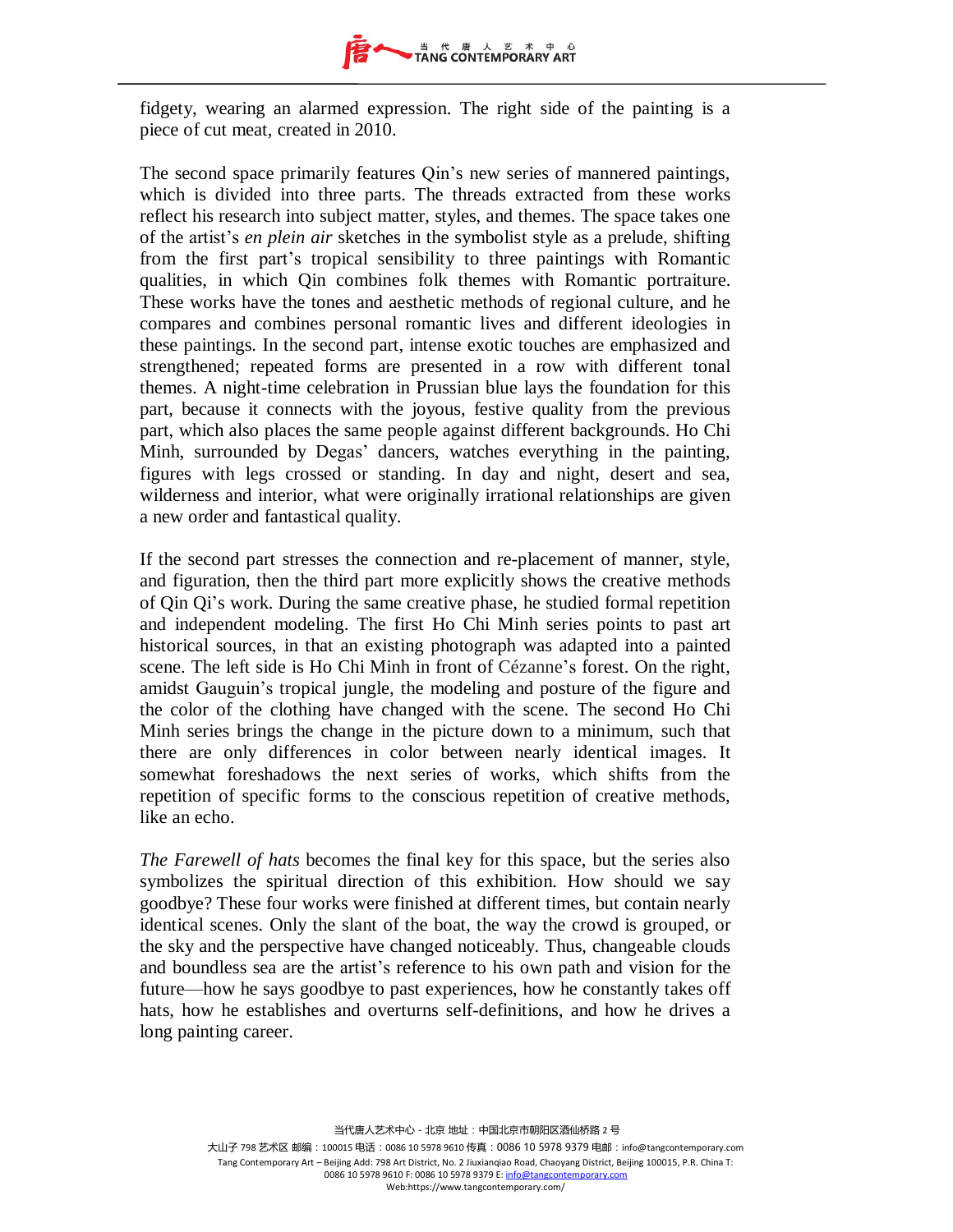fidgety, wearing an alarmed expression. The right side of the painting is a piece of cut meat, created in 2010.

The second space primarily features Qin's new series of mannered paintings, which is divided into three parts. The threads extracted from these works reflect his research into subject matter, styles, and themes. The space takes one of the artist's *en plein air* sketches in the symbolist style as a prelude, shifting from the first part's tropical sensibility to three paintings with Romantic qualities, in which Qin combines folk themes with Romantic portraiture. These works have the tones and aesthetic methods of regional culture, and he compares and combines personal romantic lives and different ideologies in these paintings. In the second part, intense exotic touches are emphasized and strengthened; repeated forms are presented in a row with different tonal themes. A night-time celebration in Prussian blue lays the foundation for this part, because it connects with the joyous, festive quality from the previous part, which also places the same people against different backgrounds. Ho Chi Minh, surrounded by Degas' dancers, watches everything in the painting, figures with legs crossed or standing. In day and night, desert and sea, wilderness and interior, what were originally irrational relationships are given a new order and fantastical quality.

If the second part stresses the connection and re-placement of manner, style, and figuration, then the third part more explicitly shows the creative methods of Qin Qi's work. During the same creative phase, he studied formal repetition and independent modeling. The first Ho Chi Minh series points to past art historical sources, in that an existing photograph was adapted into a painted scene. The left side is Ho Chi Minh in front of Cézanne's forest. On the right, amidst Gauguin's tropical jungle, the modeling and posture of the figure and the color of the clothing have changed with the scene. The second Ho Chi Minh series brings the change in the picture down to a minimum, such that there are only differences in color between nearly identical images. It somewhat foreshadows the next series of works, which shifts from the repetition of specific forms to the conscious repetition of creative methods, like an echo.

*The Farewell of hats* becomes the final key for this space, but the series also symbolizes the spiritual direction of this exhibition. How should we say goodbye? These four works were finished at different times, but contain nearly identical scenes. Only the slant of the boat, the way the crowd is grouped, or the sky and the perspective have changed noticeably. Thus, changeable clouds and boundless sea are the artist's reference to his own path and vision for the future—how he says goodbye to past experiences, how he constantly takes off hats, how he establishes and overturns self-definitions, and how he drives a long painting career.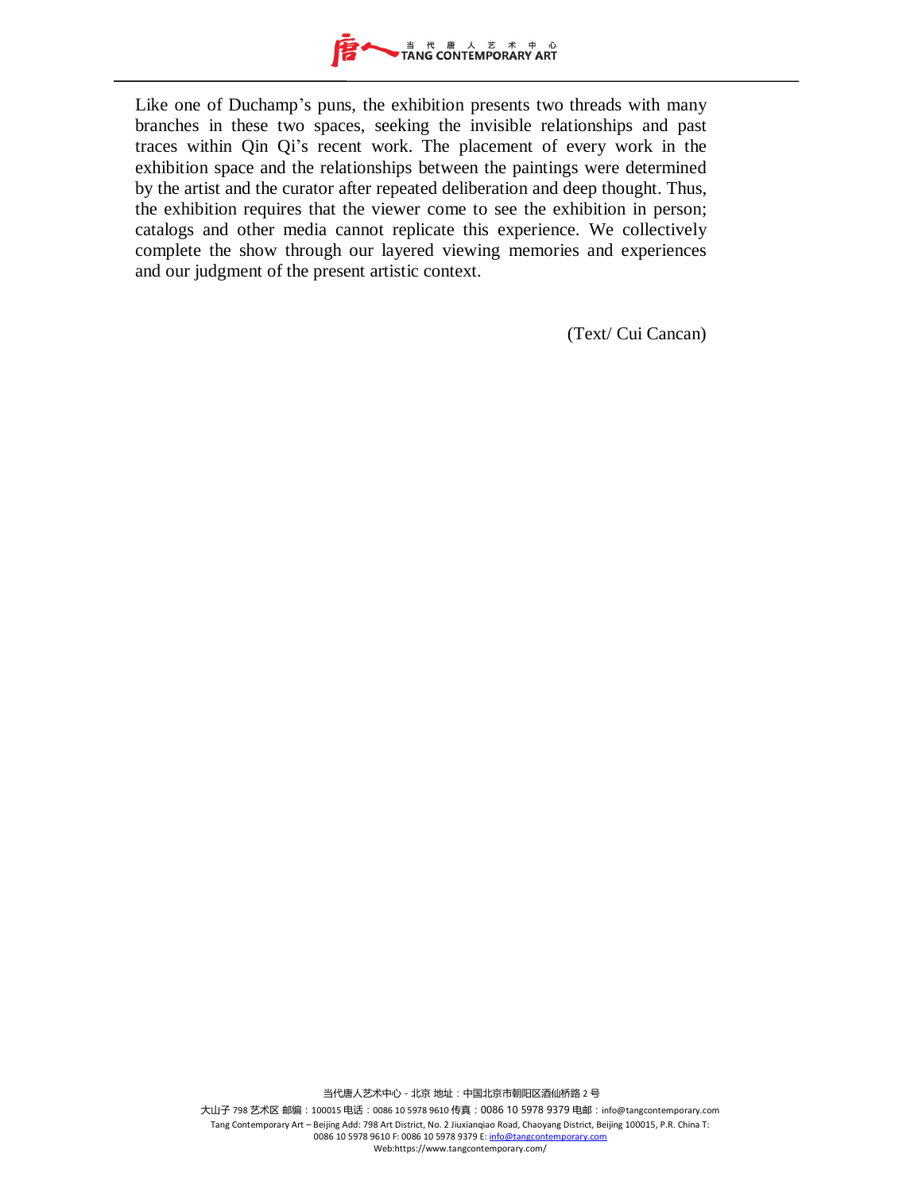Like one of Duchamp's puns, the exhibition presents two threads with many branches in these two spaces, seeking the invisible relationships and past traces within Qin Qi's recent work. The placement of every work in the exhibition space and the relationships between the paintings were determined by the artist and the curator after repeated deliberation and deep thought. Thus, the exhibition requires that the viewer come to see the exhibition in person; catalogs and other media cannot replicate this experience. We collectively complete the show through our layered viewing memories and experiences and our judgment of the present artistic context.

(Text/ Cui Cancan)